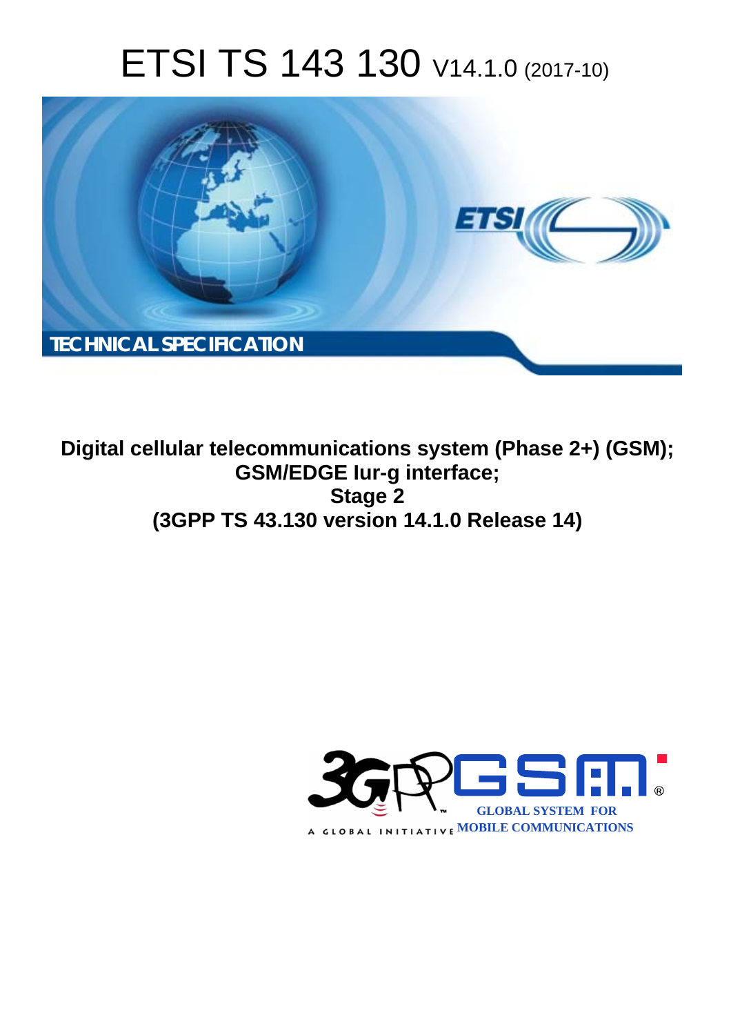# ETSI TS 143 130 V14.1.0 (2017-10)

TECHNICAL SPECIFICATION

**Digital cellular telecommunications system (Phase 2+) (GSM);
GSM/EDGE Iur-g interface;
Stage 2
(3GPP TS 43.130 version 14.1.0 Release 14)**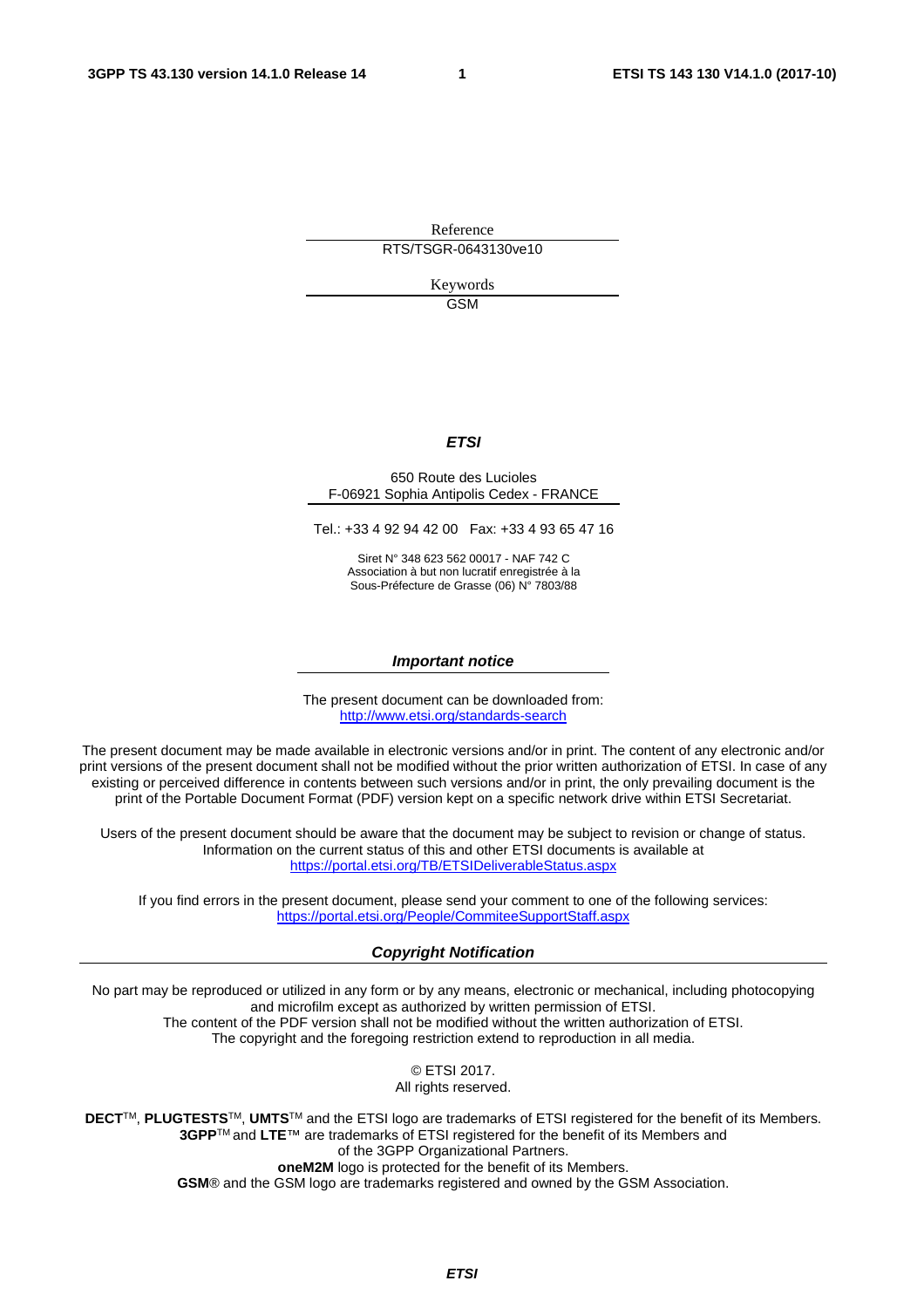Reference

RTS/TSGR-0643130ve10

Keywords

GSM

***ETSI***

650 Route des Lucioles
F-06921 Sophia Antipolis Cedex - FRANCE

Tel.: +33 4 92 94 42 00 Fax: +33 4 93 65 47 16

Siret N° 348 623 562 00017 - NAF 742 C
Association à but non lucratif enregistrée à la
Sous-Préfecture de Grasse (06) N° 7803/88

***Important notice***

The present document can be downloaded from:
http://www.etsi.org/standards-search

The present document may be made available in electronic versions and/or in print. The content of any electronic and/or print versions of the present document shall not be modified without the prior written authorization of ETSI. In case of any existing or perceived difference in contents between such versions and/or in print, the only prevailing document is the print of the Portable Document Format (PDF) version kept on a specific network drive within ETSI Secretariat.

Users of the present document should be aware that the document may be subject to revision or change of status. Information on the current status of this and other ETSI documents is available at
https://portal.etsi.org/TB/ETSIDeliverableStatus.aspx

If you find errors in the present document, please send your comment to one of the following services:
https://portal.etsi.org/People/CommiteeSupportStaff.aspx

***Copyright Notification***

No part may be reproduced or utilized in any form or by any means, electronic or mechanical, including photocopying and microfilm except as authorized by written permission of ETSI.
The content of the PDF version shall not be modified without the written authorization of ETSI.
The copyright and the foregoing restriction extend to reproduction in all media.

© ETSI 2017.
All rights reserved.

**DECT**™, **PLUGTESTS**™, **UMTS**™ and the ETSI logo are trademarks of ETSI registered for the benefit of its Members.
**3GPP**™ and **LTE**™ are trademarks of ETSI registered for the benefit of its Members and of the 3GPP Organizational Partners.
**oneM2M** logo is protected for the benefit of its Members.
**GSM**® and the GSM logo are trademarks registered and owned by the GSM Association.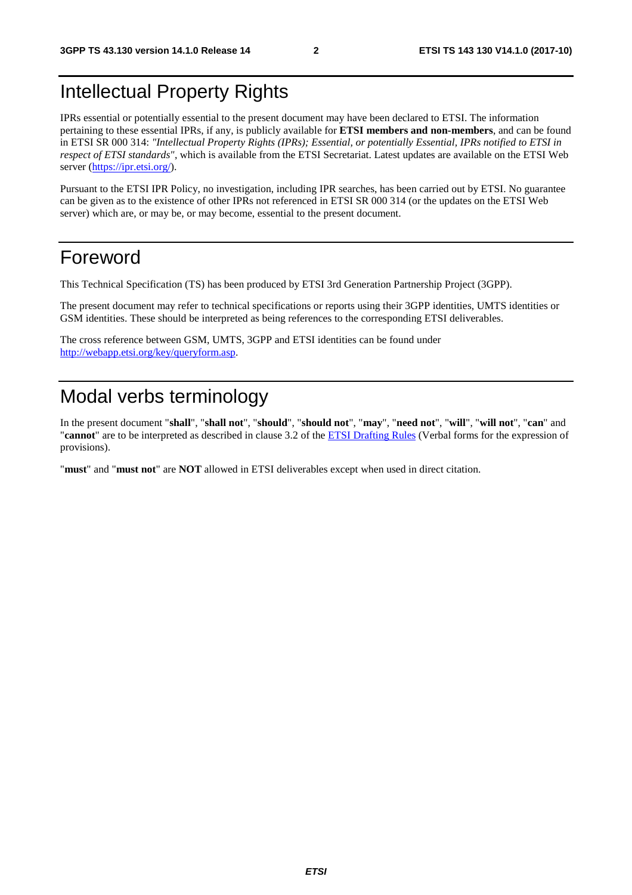# Intellectual Property Rights

IPRs essential or potentially essential to the present document may have been declared to ETSI. The information pertaining to these essential IPRs, if any, is publicly available for **ETSI members and non-members**, and can be found in ETSI SR 000 314: *"Intellectual Property Rights (IPRs); Essential, or potentially Essential, IPRs notified to ETSI in respect of ETSI standards"*, which is available from the ETSI Secretariat. Latest updates are available on the ETSI Web server (https://ipr.etsi.org/).

Pursuant to the ETSI IPR Policy, no investigation, including IPR searches, has been carried out by ETSI. No guarantee can be given as to the existence of other IPRs not referenced in ETSI SR 000 314 (or the updates on the ETSI Web server) which are, or may be, or may become, essential to the present document.

# Foreword

This Technical Specification (TS) has been produced by ETSI 3rd Generation Partnership Project (3GPP).

The present document may refer to technical specifications or reports using their 3GPP identities, UMTS identities or GSM identities. These should be interpreted as being references to the corresponding ETSI deliverables.

The cross reference between GSM, UMTS, 3GPP and ETSI identities can be found under http://webapp.etsi.org/key/queryform.asp.

# Modal verbs terminology

In the present document "**shall**", "**shall not**", "**should**", "**should not**", "**may**", "**need not**", "**will**", "**will not**", "**can**" and "**cannot**" are to be interpreted as described in clause 3.2 of the ETSI Drafting Rules (Verbal forms for the expression of provisions).

"**must**" and "**must not**" are **NOT** allowed in ETSI deliverables except when used in direct citation.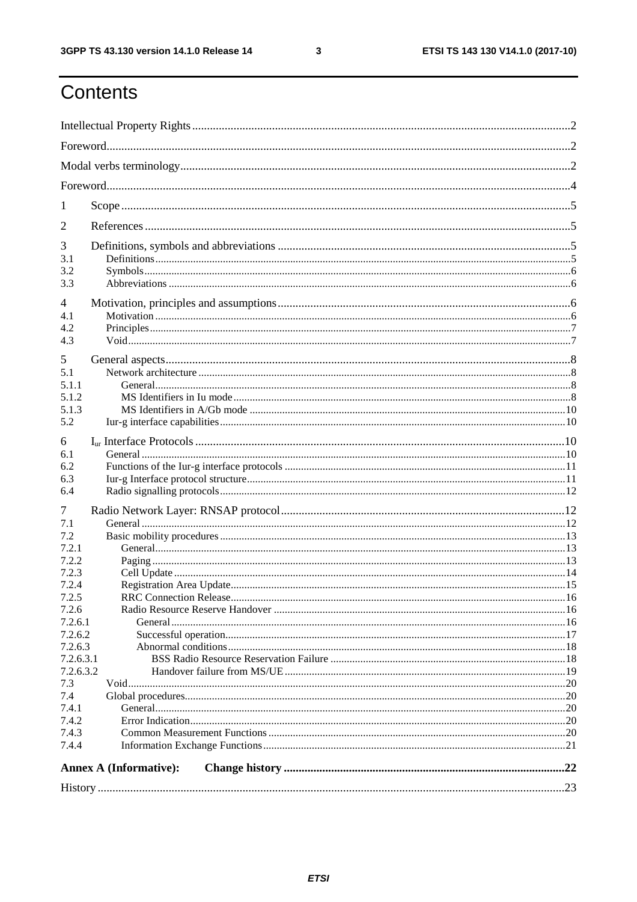# Contents

Intellectual Property Rights ..... 2
Foreword ..... 2
Modal verbs terminology ..... 2
Foreword ..... 4
1 Scope ..... 5
2 References ..... 5
3 Definitions, symbols and abbreviations ..... 5
3.1 Definitions ..... 5
3.2 Symbols ..... 6
3.3 Abbreviations ..... 6
4 Motivation, principles and assumptions ..... 6
4.1 Motivation ..... 6
4.2 Principles ..... 7
4.3 Void ..... 7
5 General aspects ..... 8
5.1 Network architecture ..... 8
5.1.1 General ..... 8
5.1.2 MS Identifiers in Iu mode ..... 8
5.1.3 MS Identifiers in A/Gb mode ..... 10
5.2 Iur-g interface capabilities ..... 10
6 $I_{ur}$ Interface Protocols ..... 10
6.1 General ..... 10
6.2 Functions of the Iur-g interface protocols ..... 11
6.3 Iur-g Interface protocol structure ..... 11
6.4 Radio signalling protocols ..... 12
7 Radio Network Layer: RNSAP protocol ..... 12
7.1 General ..... 12
7.2 Basic mobility procedures ..... 13
7.2.1 General ..... 13
7.2.2 Paging ..... 13
7.2.3 Cell Update ..... 14
7.2.4 Registration Area Update ..... 15
7.2.5 RRC Connection Release ..... 16
7.2.6 Radio Resource Reserve Handover ..... 16
7.2.6.1 General ..... 16
7.2.6.2 Successful operation ..... 17
7.2.6.3 Abnormal conditions ..... 18
7.2.6.3.1 BSS Radio Resource Reservation Failure ..... 18
7.2.6.3.2 Handover failure from MS/UE ..... 19
7.3 Void ..... 20
7.4 Global procedures ..... 20
7.4.1 General ..... 20
7.4.2 Error Indication ..... 20
7.4.3 Common Measurement Functions ..... 20
7.4.4 Information Exchange Functions ..... 21
**Annex A (Informative): Change history ..... 22**
History ..... 23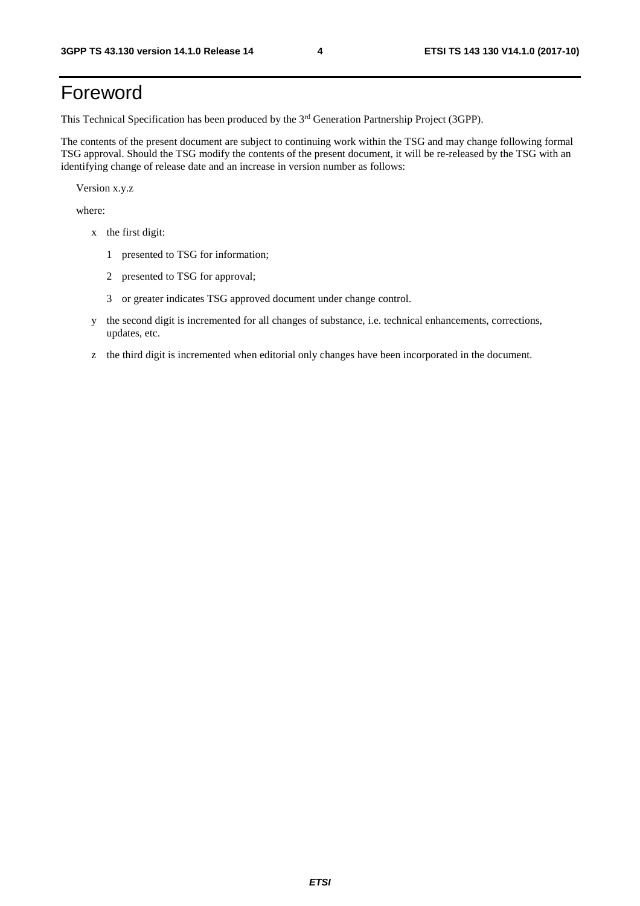# Foreword

This Technical Specification has been produced by the 3rd Generation Partnership Project (3GPP).

The contents of the present document are subject to continuing work within the TSG and may change following formal TSG approval. Should the TSG modify the contents of the present document, it will be re-released by the TSG with an identifying change of release date and an increase in version number as follows:

Version x.y.z

where:

- x the first digit:
  - 1 presented to TSG for information;
  - 2 presented to TSG for approval;
  - 3 or greater indicates TSG approved document under change control.
- y the second digit is incremented for all changes of substance, i.e. technical enhancements, corrections, updates, etc.
- z the third digit is incremented when editorial only changes have been incorporated in the document.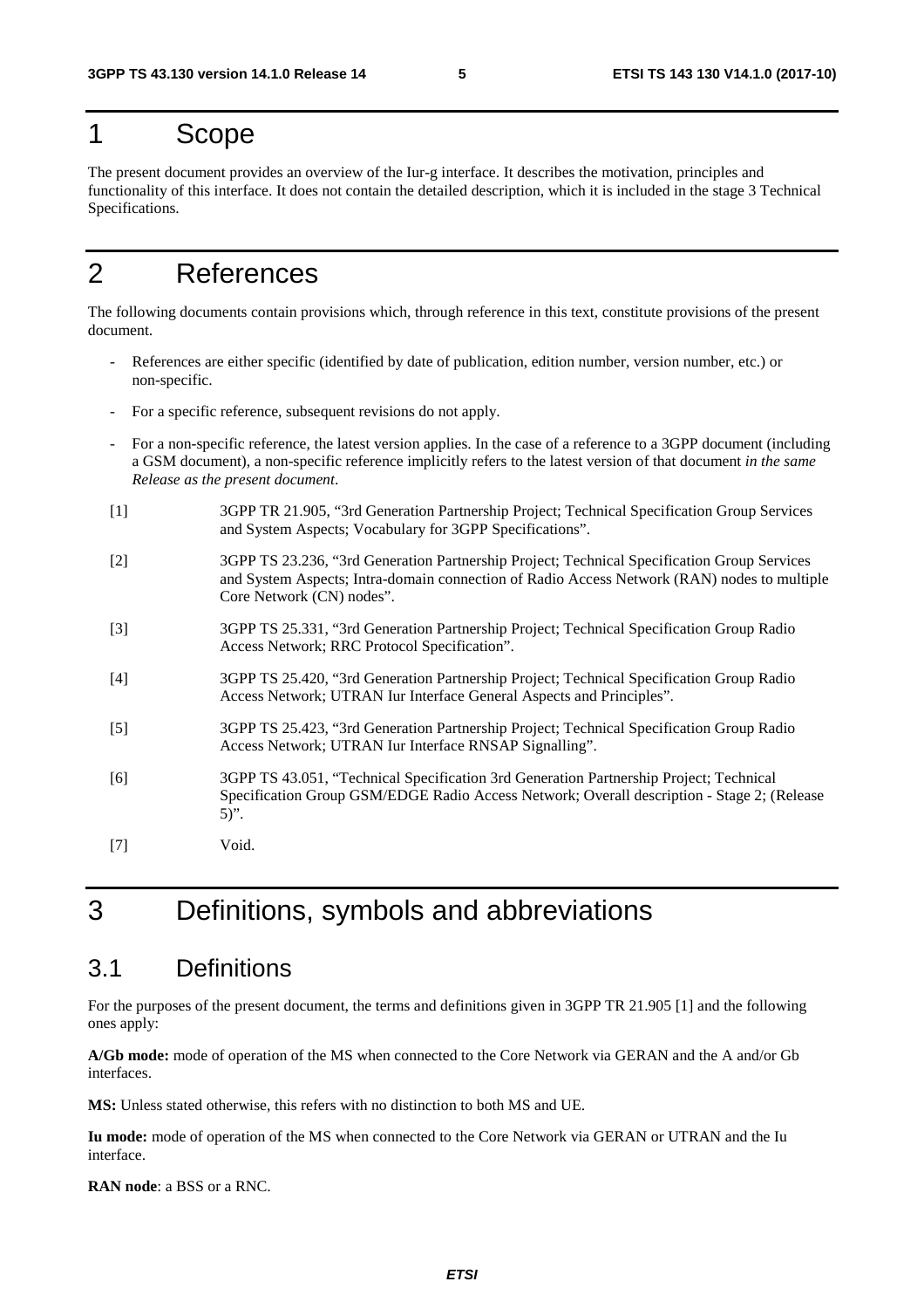# 1 Scope

The present document provides an overview of the Iur-g interface. It describes the motivation, principles and functionality of this interface. It does not contain the detailed description, which it is included in the stage 3 Technical Specifications.

# 2 References

The following documents contain provisions which, through reference in this text, constitute provisions of the present document.

- References are either specific (identified by date of publication, edition number, version number, etc.) or non-specific.
- For a specific reference, subsequent revisions do not apply.
- For a non-specific reference, the latest version applies. In the case of a reference to a 3GPP document (including a GSM document), a non-specific reference implicitly refers to the latest version of that document *in the same Release as the present document*.

[1] 3GPP TR 21.905, "3rd Generation Partnership Project; Technical Specification Group Services and System Aspects; Vocabulary for 3GPP Specifications".

[2] 3GPP TS 23.236, "3rd Generation Partnership Project; Technical Specification Group Services and System Aspects; Intra-domain connection of Radio Access Network (RAN) nodes to multiple Core Network (CN) nodes".

[3] 3GPP TS 25.331, "3rd Generation Partnership Project; Technical Specification Group Radio Access Network; RRC Protocol Specification".

[4] 3GPP TS 25.420, "3rd Generation Partnership Project; Technical Specification Group Radio Access Network; UTRAN Iur Interface General Aspects and Principles".

[5] 3GPP TS 25.423, "3rd Generation Partnership Project; Technical Specification Group Radio Access Network; UTRAN Iur Interface RNSAP Signalling".

[6] 3GPP TS 43.051, "Technical Specification 3rd Generation Partnership Project; Technical Specification Group GSM/EDGE Radio Access Network; Overall description - Stage 2; (Release 5)".

[7] Void.

# 3 Definitions, symbols and abbreviations

## 3.1 Definitions

For the purposes of the present document, the terms and definitions given in 3GPP TR 21.905 [1] and the following ones apply:

**A/Gb mode:** mode of operation of the MS when connected to the Core Network via GERAN and the A and/or Gb interfaces.

**MS:** Unless stated otherwise, this refers with no distinction to both MS and UE.

**Iu mode:** mode of operation of the MS when connected to the Core Network via GERAN or UTRAN and the Iu interface.

**RAN node**: a BSS or a RNC.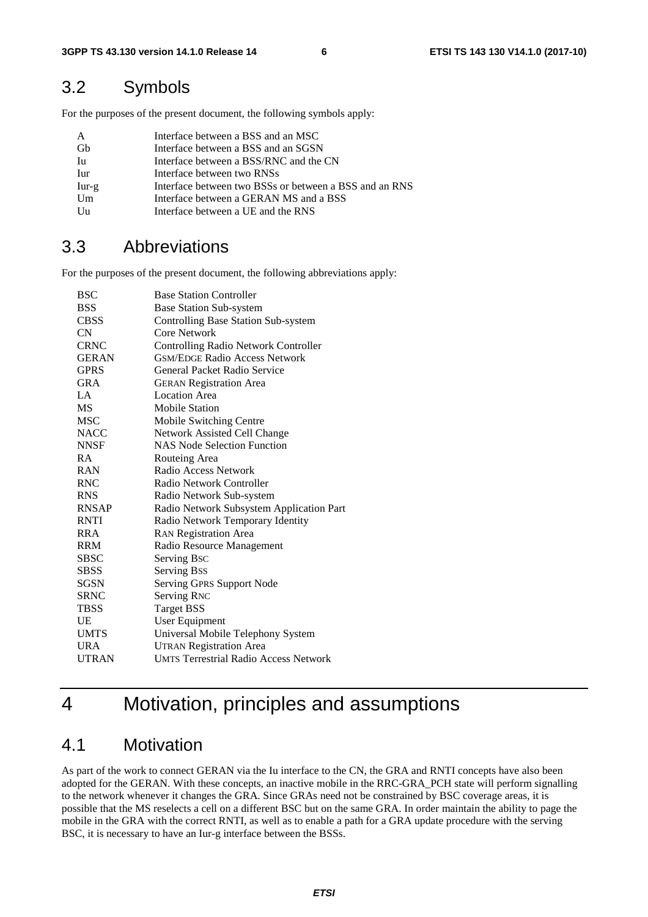## 3.2 Symbols

For the purposes of the present document, the following symbols apply:

| | |
|---|---|
| A | Interface between a BSS and an MSC |
| Gb | Interface between a BSS and an SGSN |
| Iu | Interface between a BSS/RNC and the CN |
| Iur | Interface between two RNSs |
| Iur-g | Interface between two BSSs or between a BSS and an RNS |
| Um | Interface between a GERAN MS and a BSS |
| Uu | Interface between a UE and the RNS |

## 3.3 Abbreviations

For the purposes of the present document, the following abbreviations apply:

| | |
|---|---|
| BSC | Base Station Controller |
| BSS | Base Station Sub-system |
| CBSS | Controlling Base Station Sub-system |
| CN | Core Network |
| CRNC | Controlling Radio Network Controller |
| GERAN | GSM/EDGE Radio Access Network |
| GPRS | General Packet Radio Service |
| GRA | GERAN Registration Area |
| LA | Location Area |
| MS | Mobile Station |
| MSC | Mobile Switching Centre |
| NACC | Network Assisted Cell Change |
| NNSF | NAS Node Selection Function |
| RA | Routeing Area |
| RAN | Radio Access Network |
| RNC | Radio Network Controller |
| RNS | Radio Network Sub-system |
| RNSAP | Radio Network Subsystem Application Part |
| RNTI | Radio Network Temporary Identity |
| RRA | RAN Registration Area |
| RRM | Radio Resource Management |
| SBSC | Serving BSC |
| SBSS | Serving BSS |
| SGSN | Serving GPRS Support Node |
| SRNC | Serving RNC |
| TBSS | Target BSS |
| UE | User Equipment |
| UMTS | Universal Mobile Telephony System |
| URA | UTRAN Registration Area |
| UTRAN | UMTS Terrestrial Radio Access Network |

# 4 Motivation, principles and assumptions

## 4.1 Motivation

As part of the work to connect GERAN via the Iu interface to the CN, the GRA and RNTI concepts have also been adopted for the GERAN. With these concepts, an inactive mobile in the RRC-GRA_PCH state will perform signalling to the network whenever it changes the GRA. Since GRAs need not be constrained by BSC coverage areas, it is possible that the MS reselects a cell on a different BSC but on the same GRA. In order maintain the ability to page the mobile in the GRA with the correct RNTI, as well as to enable a path for a GRA update procedure with the serving BSC, it is necessary to have an Iur-g interface between the BSSs.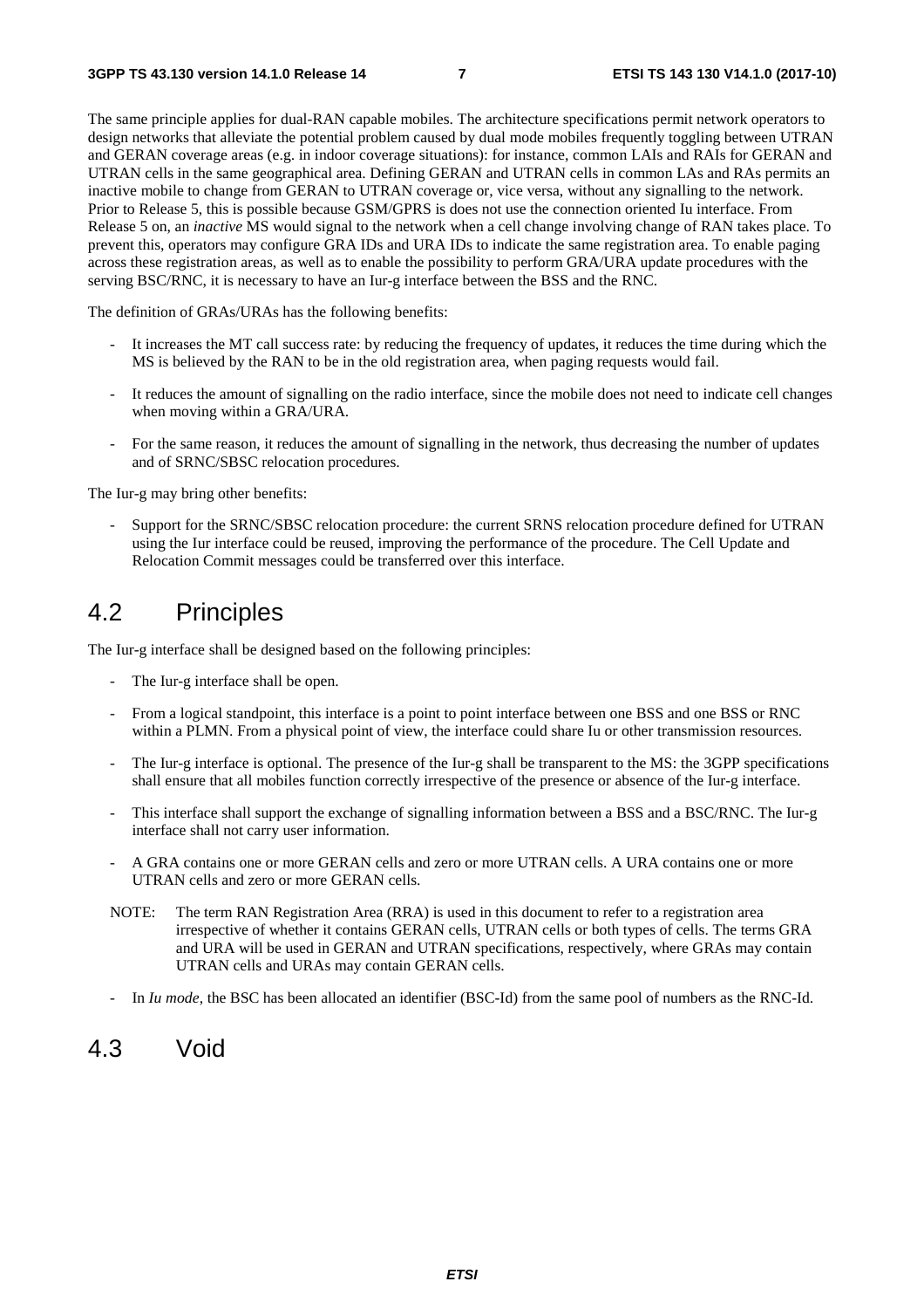The same principle applies for dual-RAN capable mobiles. The architecture specifications permit network operators to design networks that alleviate the potential problem caused by dual mode mobiles frequently toggling between UTRAN and GERAN coverage areas (e.g. in indoor coverage situations): for instance, common LAIs and RAIs for GERAN and UTRAN cells in the same geographical area. Defining GERAN and UTRAN cells in common LAs and RAs permits an inactive mobile to change from GERAN to UTRAN coverage or, vice versa, without any signalling to the network. Prior to Release 5, this is possible because GSM/GPRS is does not use the connection oriented Iu interface. From Release 5 on, an *inactive* MS would signal to the network when a cell change involving change of RAN takes place. To prevent this, operators may configure GRA IDs and URA IDs to indicate the same registration area. To enable paging across these registration areas, as well as to enable the possibility to perform GRA/URA update procedures with the serving BSC/RNC, it is necessary to have an Iur-g interface between the BSS and the RNC.

The definition of GRAs/URAs has the following benefits:

- It increases the MT call success rate: by reducing the frequency of updates, it reduces the time during which the MS is believed by the RAN to be in the old registration area, when paging requests would fail.
- It reduces the amount of signalling on the radio interface, since the mobile does not need to indicate cell changes when moving within a GRA/URA.
- For the same reason, it reduces the amount of signalling in the network, thus decreasing the number of updates and of SRNC/SBSC relocation procedures.

The Iur-g may bring other benefits:

- Support for the SRNC/SBSC relocation procedure: the current SRNS relocation procedure defined for UTRAN using the Iur interface could be reused, improving the performance of the procedure. The Cell Update and Relocation Commit messages could be transferred over this interface.

## 4.2 Principles

The Iur-g interface shall be designed based on the following principles:

- The Iur-g interface shall be open.
- From a logical standpoint, this interface is a point to point interface between one BSS and one BSS or RNC within a PLMN. From a physical point of view, the interface could share Iu or other transmission resources.
- The Iur-g interface is optional. The presence of the Iur-g shall be transparent to the MS: the 3GPP specifications shall ensure that all mobiles function correctly irrespective of the presence or absence of the Iur-g interface.
- This interface shall support the exchange of signalling information between a BSS and a BSC/RNC. The Iur-g interface shall not carry user information.
- A GRA contains one or more GERAN cells and zero or more UTRAN cells. A URA contains one or more UTRAN cells and zero or more GERAN cells.

NOTE: The term RAN Registration Area (RRA) is used in this document to refer to a registration area irrespective of whether it contains GERAN cells, UTRAN cells or both types of cells. The terms GRA and URA will be used in GERAN and UTRAN specifications, respectively, where GRAs may contain UTRAN cells and URAs may contain GERAN cells.

- In *Iu mode*, the BSC has been allocated an identifier (BSC-Id) from the same pool of numbers as the RNC-Id.

## 4.3 Void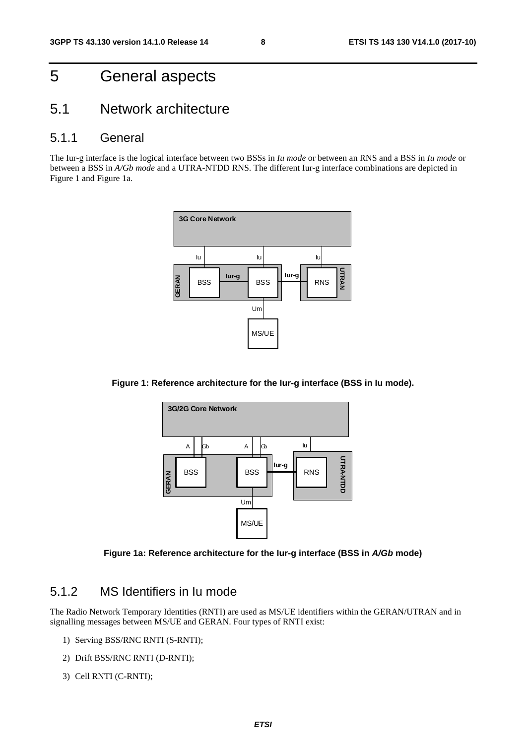# 5 General aspects

## 5.1 Network architecture

### 5.1.1 General

The Iur-g interface is the logical interface between two BSSs in *Iu mode* or between an RNS and a BSS in *Iu mode* or between a BSS in *A/Gb mode* and a UTRA-NTDD RNS. The different Iur-g interface combinations are depicted in Figure 1 and Figure 1a.

**Figure 1: Reference architecture for the Iur-g interface (BSS in Iu mode).**

**Figure 1a: Reference architecture for the Iur-g interface (BSS in *A/Gb* mode)**

### 5.1.2 MS Identifiers in Iu mode

The Radio Network Temporary Identities (RNTI) are used as MS/UE identifiers within the GERAN/UTRAN and in signalling messages between MS/UE and GERAN. Four types of RNTI exist:

1) Serving BSS/RNC RNTI (S-RNTI);

2) Drift BSS/RNC RNTI (D-RNTI);

3) Cell RNTI (C-RNTI);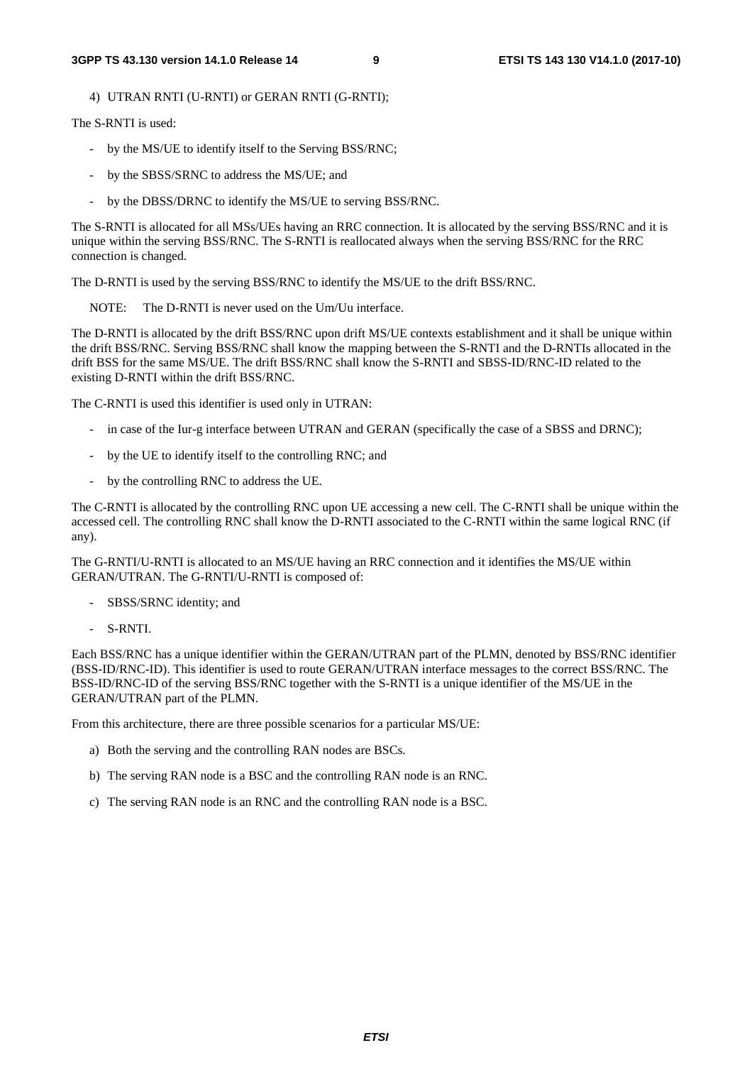4) UTRAN RNTI (U-RNTI) or GERAN RNTI (G-RNTI);

The S-RNTI is used:

- by the MS/UE to identify itself to the Serving BSS/RNC;
- by the SBSS/SRNC to address the MS/UE; and
- by the DBSS/DRNC to identify the MS/UE to serving BSS/RNC.

The S-RNTI is allocated for all MSs/UEs having an RRC connection. It is allocated by the serving BSS/RNC and it is unique within the serving BSS/RNC. The S-RNTI is reallocated always when the serving BSS/RNC for the RRC connection is changed.

The D-RNTI is used by the serving BSS/RNC to identify the MS/UE to the drift BSS/RNC.

NOTE: The D-RNTI is never used on the Um/Uu interface.

The D-RNTI is allocated by the drift BSS/RNC upon drift MS/UE contexts establishment and it shall be unique within the drift BSS/RNC. Serving BSS/RNC shall know the mapping between the S-RNTI and the D-RNTIs allocated in the drift BSS for the same MS/UE. The drift BSS/RNC shall know the S-RNTI and SBSS-ID/RNC-ID related to the existing D-RNTI within the drift BSS/RNC.

The C-RNTI is used this identifier is used only in UTRAN:

- in case of the Iur-g interface between UTRAN and GERAN (specifically the case of a SBSS and DRNC);
- by the UE to identify itself to the controlling RNC; and
- by the controlling RNC to address the UE.

The C-RNTI is allocated by the controlling RNC upon UE accessing a new cell. The C-RNTI shall be unique within the accessed cell. The controlling RNC shall know the D-RNTI associated to the C-RNTI within the same logical RNC (if any).

The G-RNTI/U-RNTI is allocated to an MS/UE having an RRC connection and it identifies the MS/UE within GERAN/UTRAN. The G-RNTI/U-RNTI is composed of:

- SBSS/SRNC identity; and
- S-RNTI.

Each BSS/RNC has a unique identifier within the GERAN/UTRAN part of the PLMN, denoted by BSS/RNC identifier (BSS-ID/RNC-ID). This identifier is used to route GERAN/UTRAN interface messages to the correct BSS/RNC. The BSS-ID/RNC-ID of the serving BSS/RNC together with the S-RNTI is a unique identifier of the MS/UE in the GERAN/UTRAN part of the PLMN.

From this architecture, there are three possible scenarios for a particular MS/UE:

a) Both the serving and the controlling RAN nodes are BSCs.

b) The serving RAN node is a BSC and the controlling RAN node is an RNC.

c) The serving RAN node is an RNC and the controlling RAN node is a BSC.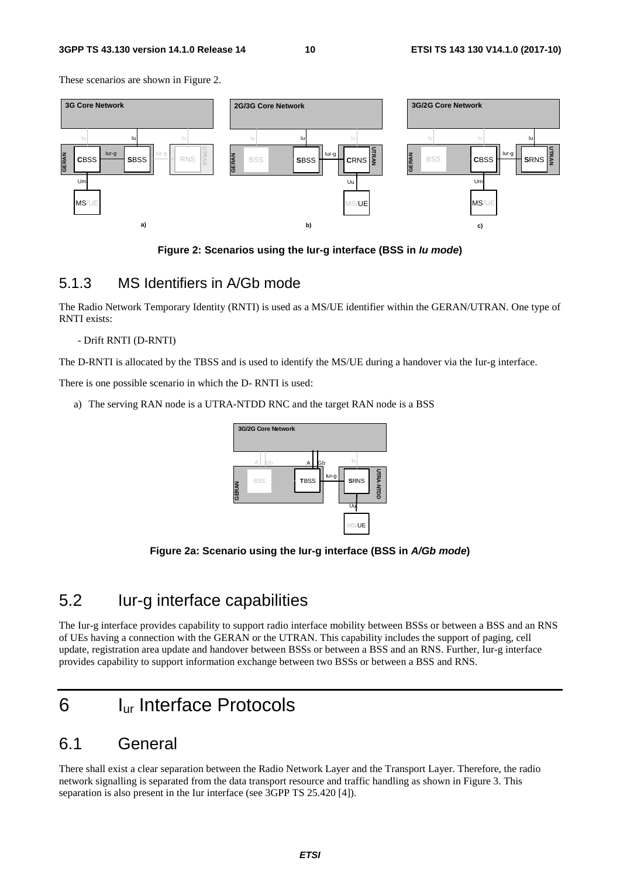These scenarios are shown in Figure 2.

**Figure 2: Scenarios using the Iur-g interface (BSS in *Iu mode*)**

## 5.1.3 MS Identifiers in A/Gb mode

The Radio Network Temporary Identity (RNTI) is used as a MS/UE identifier within the GERAN/UTRAN. One type of RNTI exists:

- Drift RNTI (D-RNTI)

The D-RNTI is allocated by the TBSS and is used to identify the MS/UE during a handover via the Iur-g interface.

There is one possible scenario in which the D- RNTI is used:

a) The serving RAN node is a UTRA-NTDD RNC and the target RAN node is a BSS

**Figure 2a: Scenario using the Iur-g interface (BSS in *A/Gb mode*)**

# 5.2 Iur-g interface capabilities

The Iur-g interface provides capability to support radio interface mobility between BSSs or between a BSS and an RNS of UEs having a connection with the GERAN or the UTRAN. This capability includes the support of paging, cell update, registration area update and handover between BSSs or between a BSS and an RNS. Further, Iur-g interface provides capability to support information exchange between two BSSs or between a BSS and RNS.

# 6 $I_{ur}$ Interface Protocols

# 6.1 General

There shall exist a clear separation between the Radio Network Layer and the Transport Layer. Therefore, the radio network signalling is separated from the data transport resource and traffic handling as shown in Figure 3. This separation is also present in the Iur interface (see 3GPP TS 25.420 [4]).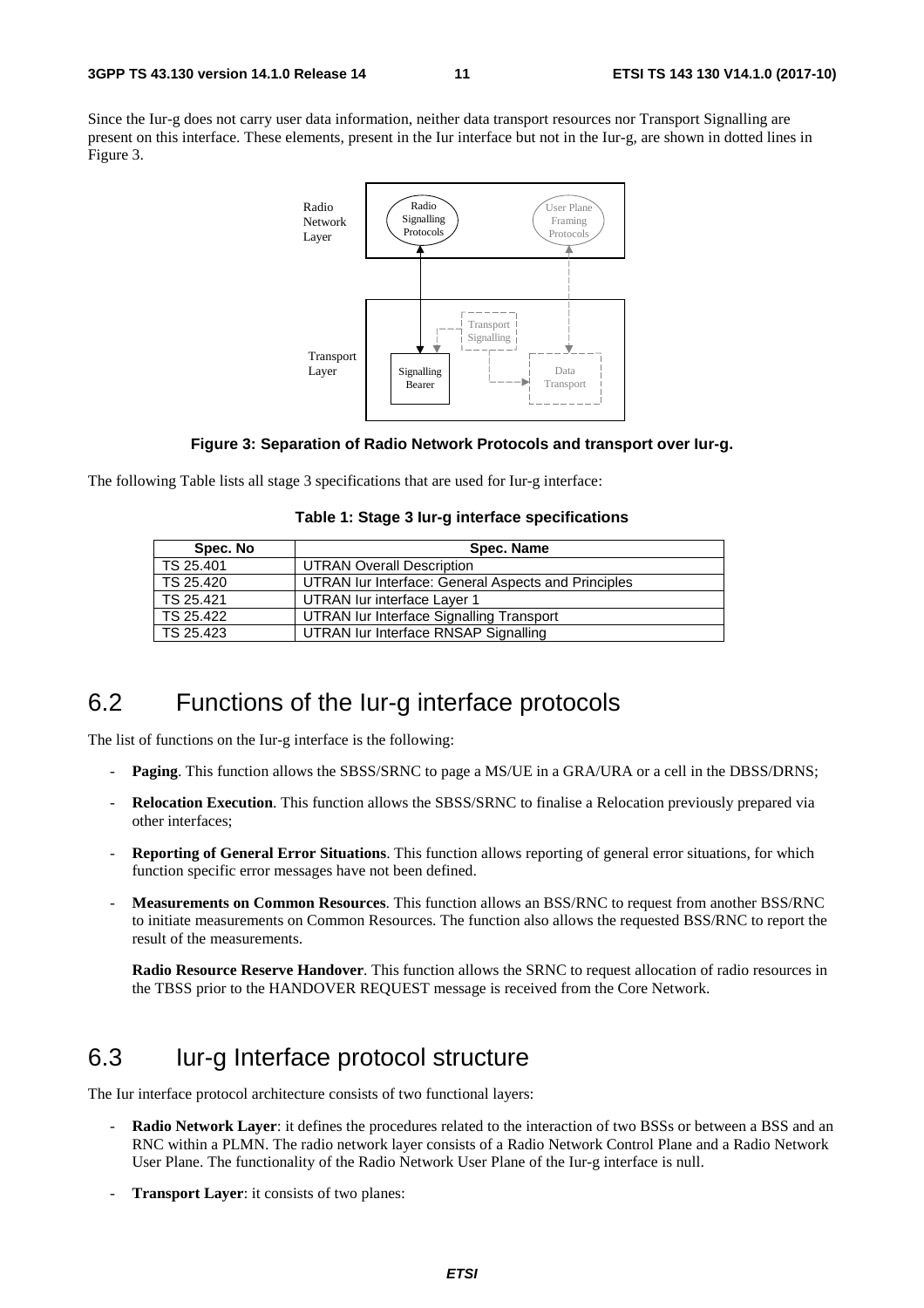Since the Iur-g does not carry user data information, neither data transport resources nor Transport Signalling are present on this interface. These elements, present in the Iur interface but not in the Iur-g, are shown in dotted lines in Figure 3.

**Figure 3: Separation of Radio Network Protocols and transport over Iur-g.**

The following Table lists all stage 3 specifications that are used for Iur-g interface:

**Table 1: Stage 3 Iur-g interface specifications**

| Spec. No | Spec. Name |
|---|---|
| TS 25.401 | UTRAN Overall Description |
| TS 25.420 | UTRAN Iur Interface: General Aspects and Principles |
| TS 25.421 | UTRAN Iur interface Layer 1 |
| TS 25.422 | UTRAN Iur Interface Signalling Transport |
| TS 25.423 | UTRAN Iur Interface RNSAP Signalling |

## 6.2 Functions of the Iur-g interface protocols

The list of functions on the Iur-g interface is the following:

- **Paging**. This function allows the SBSS/SRNC to page a MS/UE in a GRA/URA or a cell in the DBSS/DRNS;
- **Relocation Execution**. This function allows the SBSS/SRNC to finalise a Relocation previously prepared via other interfaces;
- **Reporting of General Error Situations**. This function allows reporting of general error situations, for which function specific error messages have not been defined.
- **Measurements on Common Resources**. This function allows an BSS/RNC to request from another BSS/RNC to initiate measurements on Common Resources. The function also allows the requested BSS/RNC to report the result of the measurements.

  **Radio Resource Reserve Handover**. This function allows the SRNC to request allocation of radio resources in the TBSS prior to the HANDOVER REQUEST message is received from the Core Network.

## 6.3 Iur-g Interface protocol structure

The Iur interface protocol architecture consists of two functional layers:

- **Radio Network Layer**: it defines the procedures related to the interaction of two BSSs or between a BSS and an RNC within a PLMN. The radio network layer consists of a Radio Network Control Plane and a Radio Network User Plane. The functionality of the Radio Network User Plane of the Iur-g interface is null.
- **Transport Layer**: it consists of two planes: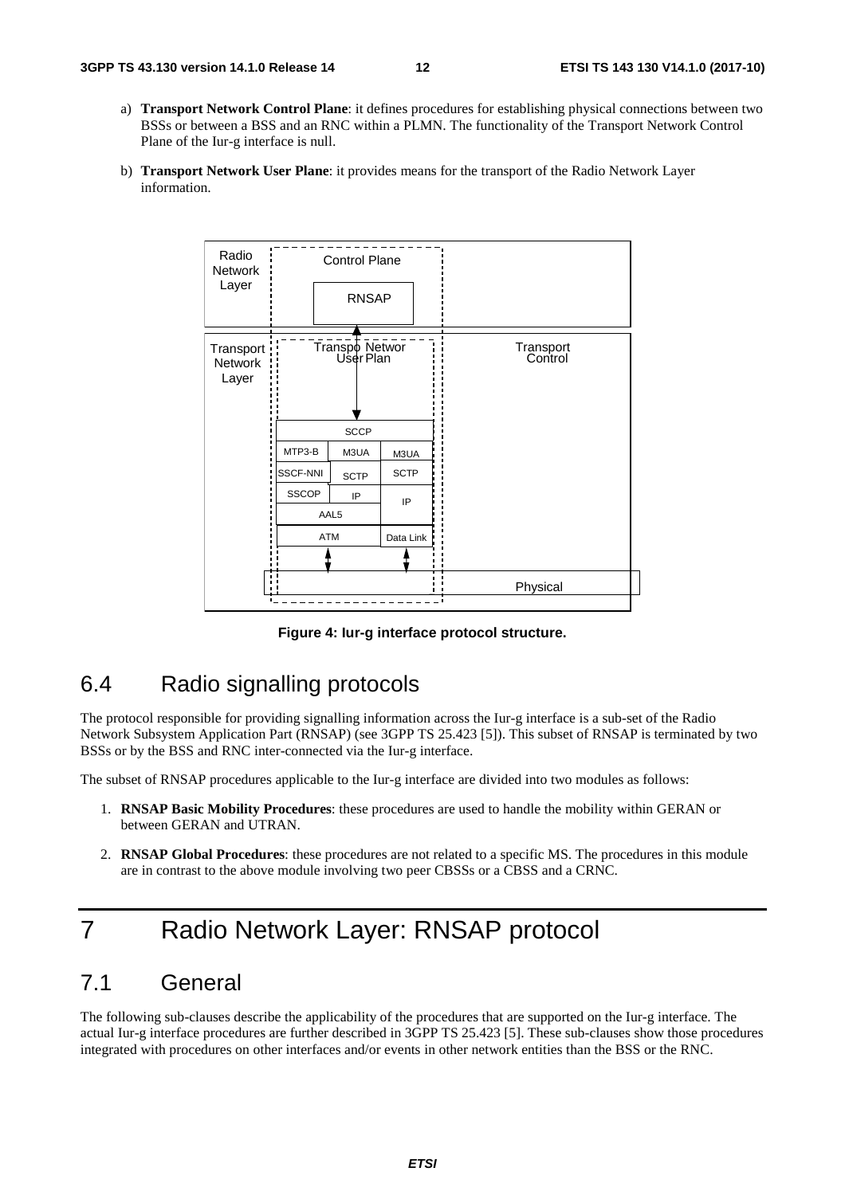a) **Transport Network Control Plane**: it defines procedures for establishing physical connections between two BSSs or between a BSS and an RNC within a PLMN. The functionality of the Transport Network Control Plane of the Iur-g interface is null.

b) **Transport Network User Plane**: it provides means for the transport of the Radio Network Layer information.

**Figure 4: Iur-g interface protocol structure.**

## 6.4 Radio signalling protocols

The protocol responsible for providing signalling information across the Iur-g interface is a sub-set of the Radio Network Subsystem Application Part (RNSAP) (see 3GPP TS 25.423 [5]). This subset of RNSAP is terminated by two BSSs or by the BSS and RNC inter-connected via the Iur-g interface.

The subset of RNSAP procedures applicable to the Iur-g interface are divided into two modules as follows:

1. **RNSAP Basic Mobility Procedures**: these procedures are used to handle the mobility within GERAN or between GERAN and UTRAN.

2. **RNSAP Global Procedures**: these procedures are not related to a specific MS. The procedures in this module are in contrast to the above module involving two peer CBSSs or a CBSS and a CRNC.

# 7 Radio Network Layer: RNSAP protocol

## 7.1 General

The following sub-clauses describe the applicability of the procedures that are supported on the Iur-g interface. The actual Iur-g interface procedures are further described in 3GPP TS 25.423 [5]. These sub-clauses show those procedures integrated with procedures on other interfaces and/or events in other network entities than the BSS or the RNC.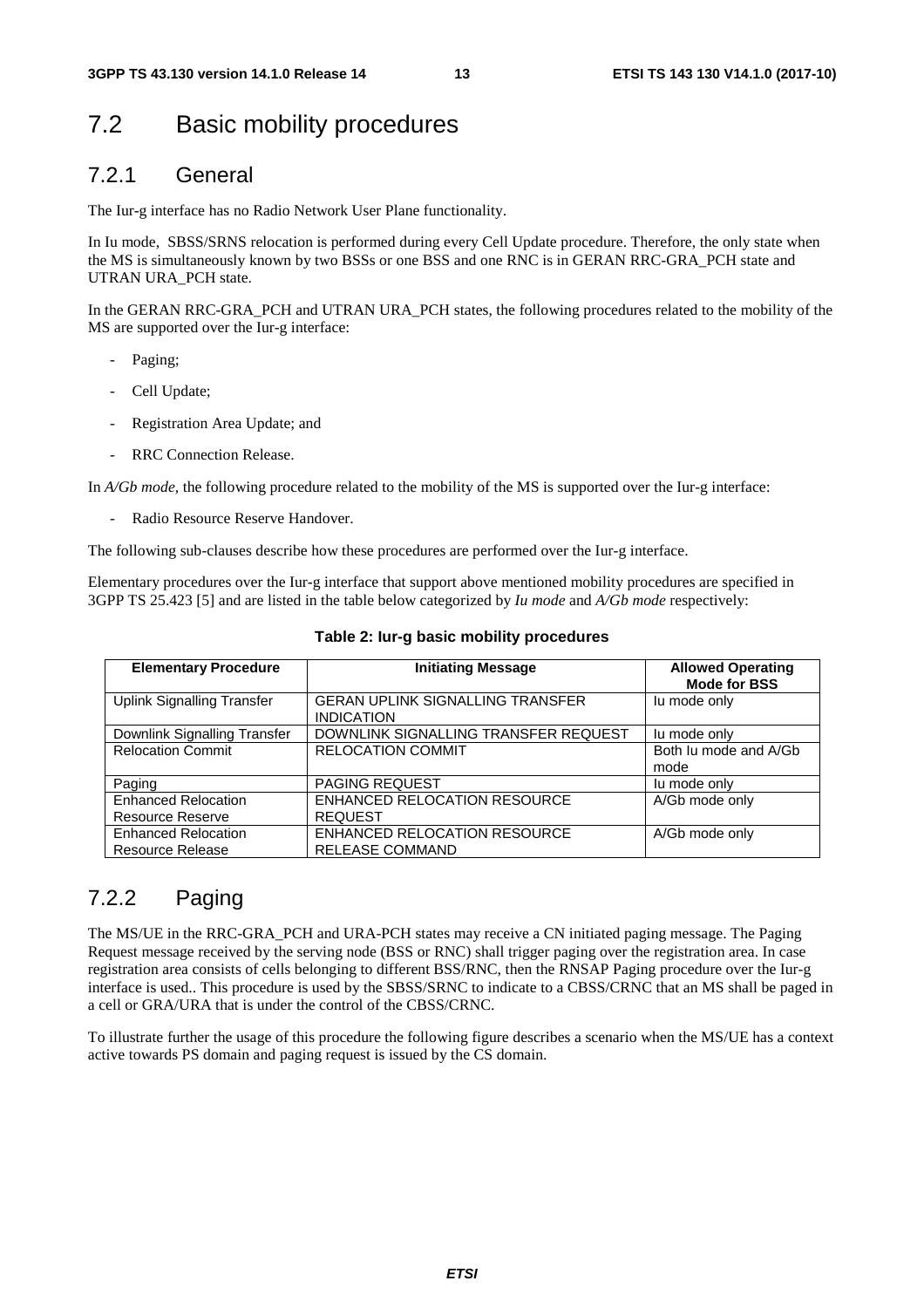## 7.2 Basic mobility procedures

### 7.2.1 General

The Iur-g interface has no Radio Network User Plane functionality.

In Iu mode, SBSS/SRNS relocation is performed during every Cell Update procedure. Therefore, the only state when the MS is simultaneously known by two BSSs or one BSS and one RNC is in GERAN RRC-GRA_PCH state and UTRAN URA_PCH state.

In the GERAN RRC-GRA_PCH and UTRAN URA_PCH states, the following procedures related to the mobility of the MS are supported over the Iur-g interface:

- Paging;
- Cell Update;
- Registration Area Update; and
- RRC Connection Release.

In *A/Gb mode*, the following procedure related to the mobility of the MS is supported over the Iur-g interface:

- Radio Resource Reserve Handover.

The following sub-clauses describe how these procedures are performed over the Iur-g interface.

Elementary procedures over the Iur-g interface that support above mentioned mobility procedures are specified in 3GPP TS 25.423 [5] and are listed in the table below categorized by *Iu mode* and *A/Gb mode* respectively:

**Table 2: Iur-g basic mobility procedures**

| Elementary Procedure | Initiating Message | Allowed Operating Mode for BSS |
|---|---|---|
| Uplink Signalling Transfer | GERAN UPLINK SIGNALLING TRANSFER INDICATION | Iu mode only |
| Downlink Signalling Transfer | DOWNLINK SIGNALLING TRANSFER REQUEST | Iu mode only |
| Relocation Commit | RELOCATION COMMIT | Both Iu mode and A/Gb mode |
| Paging | PAGING REQUEST | Iu mode only |
| Enhanced Relocation Resource Reserve | ENHANCED RELOCATION RESOURCE REQUEST | A/Gb mode only |
| Enhanced Relocation Resource Release | ENHANCED RELOCATION RESOURCE RELEASE COMMAND | A/Gb mode only |

### 7.2.2 Paging

The MS/UE in the RRC-GRA_PCH and URA-PCH states may receive a CN initiated paging message. The Paging Request message received by the serving node (BSS or RNC) shall trigger paging over the registration area. In case registration area consists of cells belonging to different BSS/RNC, then the RNSAP Paging procedure over the Iur-g interface is used.. This procedure is used by the SBSS/SRNC to indicate to a CBSS/CRNC that an MS shall be paged in a cell or GRA/URA that is under the control of the CBSS/CRNC.

To illustrate further the usage of this procedure the following figure describes a scenario when the MS/UE has a context active towards PS domain and paging request is issued by the CS domain.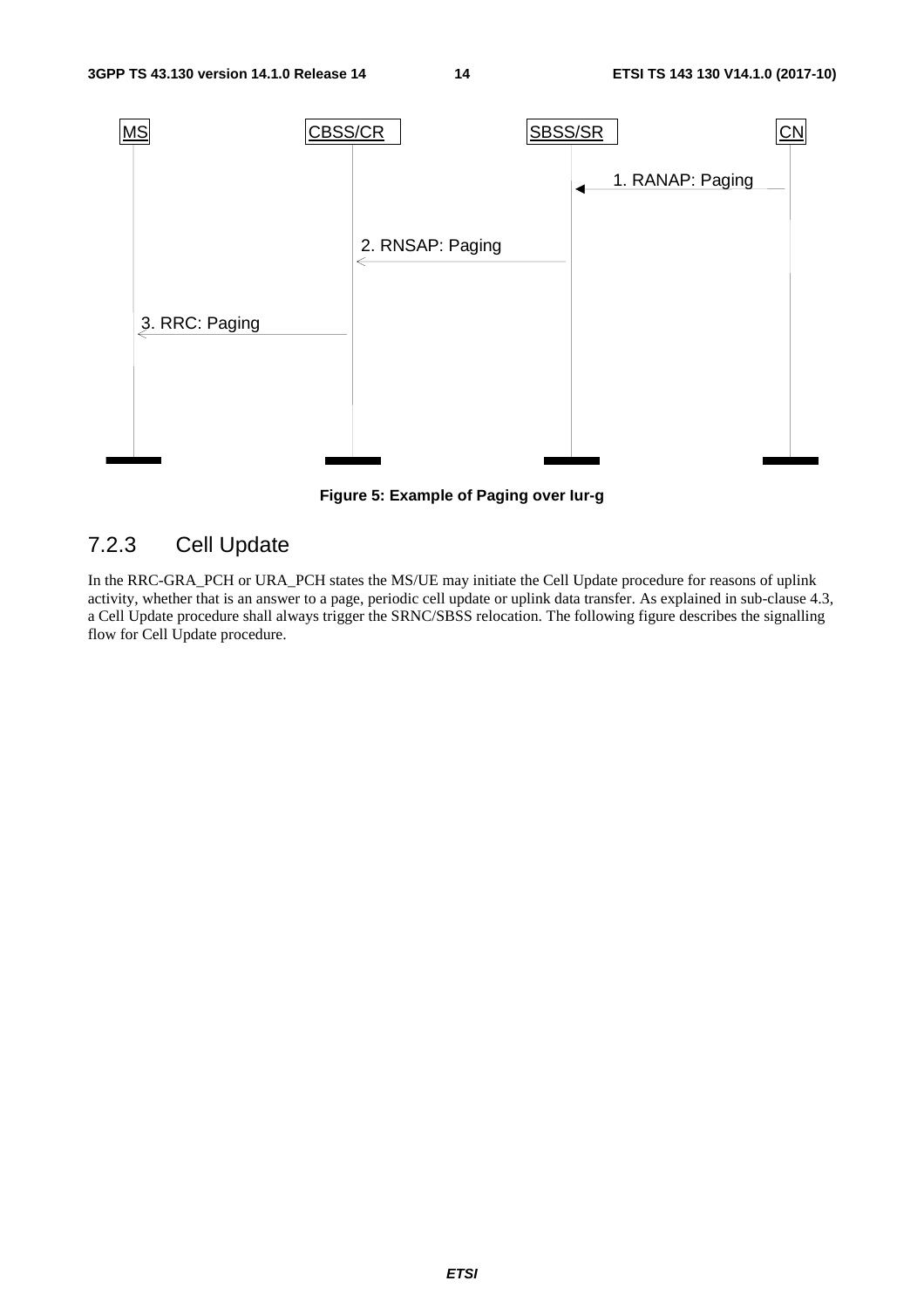MS | CBSS/CR | SBSS/SR | CN

1. RANAP: Paging

2. RNSAP: Paging

3. RRC: Paging

**Figure 5: Example of Paging over Iur-g**

### 7.2.3 Cell Update

In the RRC-GRA_PCH or URA_PCH states the MS/UE may initiate the Cell Update procedure for reasons of uplink activity, whether that is an answer to a page, periodic cell update or uplink data transfer. As explained in sub-clause 4.3, a Cell Update procedure shall always trigger the SRNC/SBSS relocation. The following figure describes the signalling flow for Cell Update procedure.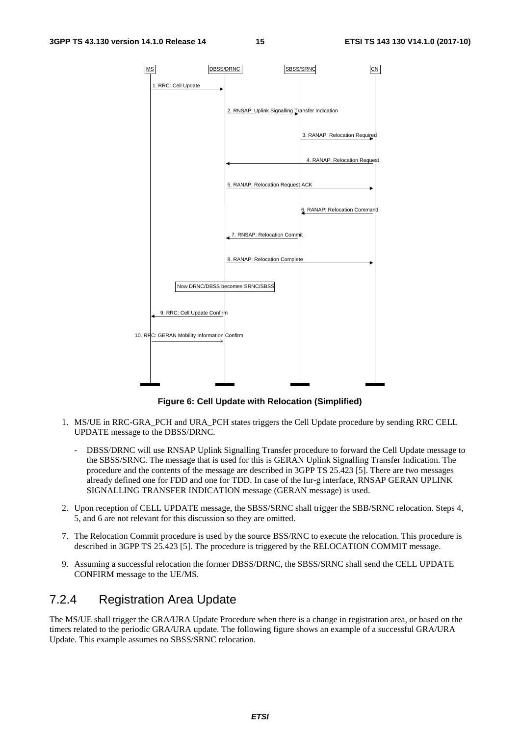Figure 6: Cell Update with Relocation (Simplified)

1. MS/UE in RRC-GRA_PCH and URA_PCH states triggers the Cell Update procedure by sending RRC CELL UPDATE message to the DBSS/DRNC.

   - DBSS/DRNC will use RNSAP Uplink Signalling Transfer procedure to forward the Cell Update message to the SBSS/SRNC. The message that is used for this is GERAN Uplink Signalling Transfer Indication. The procedure and the contents of the message are described in 3GPP TS 25.423 [5]. There are two messages already defined one for FDD and one for TDD. In case of the Iur-g interface, RNSAP GERAN UPLINK SIGNALLING TRANSFER INDICATION message (GERAN message) is used.

2. Upon reception of CELL UPDATE message, the SBSS/SRNC shall trigger the SBB/SRNC relocation. Steps 4, 5, and 6 are not relevant for this discussion so they are omitted.

7. The Relocation Commit procedure is used by the source BSS/RNC to execute the relocation. This procedure is described in 3GPP TS 25.423 [5]. The procedure is triggered by the RELOCATION COMMIT message.

9. Assuming a successful relocation the former DBSS/DRNC, the SBSS/SRNC shall send the CELL UPDATE CONFIRM message to the UE/MS.

### 7.2.4 Registration Area Update

The MS/UE shall trigger the GRA/URA Update Procedure when there is a change in registration area, or based on the timers related to the periodic GRA/URA update. The following figure shows an example of a successful GRA/URA Update. This example assumes no SBSS/SRNC relocation.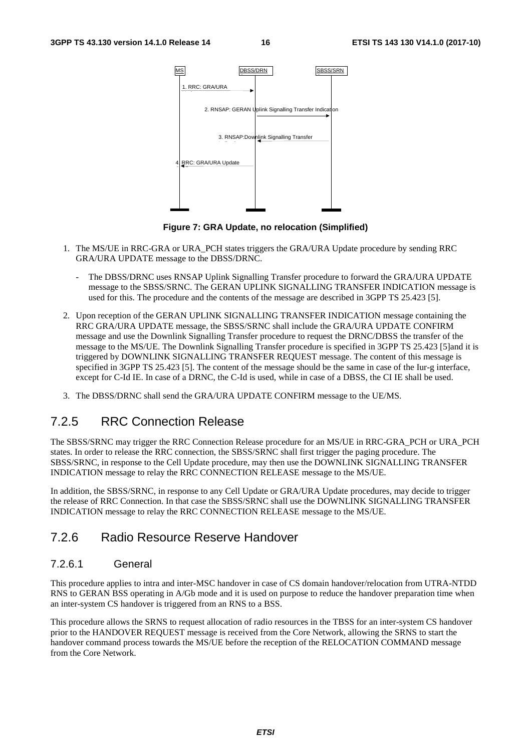| MS | DBSS/DRN | SBSS/SRN |
|---|---|---|
| 1. RRC: GRA/URA → | | |
| | 2. RNSAP: GERAN Uplink Signalling Transfer Indication → | |
| | ← 3. RNSAP:Downlink Signalling Transfer | |
| ← 4. RRC: GRA/URA Update | | |

**Figure 7: GRA Update, no relocation (Simplified)**

1. The MS/UE in RRC-GRA or URA_PCH states triggers the GRA/URA Update procedure by sending RRC GRA/URA UPDATE message to the DBSS/DRNC.

   - The DBSS/DRNC uses RNSAP Uplink Signalling Transfer procedure to forward the GRA/URA UPDATE message to the SBSS/SRNC. The GERAN UPLINK SIGNALLING TRANSFER INDICATION message is used for this. The procedure and the contents of the message are described in 3GPP TS 25.423 [5].

2. Upon reception of the GERAN UPLINK SIGNALLING TRANSFER INDICATION message containing the RRC GRA/URA UPDATE message, the SBSS/SRNC shall include the GRA/URA UPDATE CONFIRM message and use the Downlink Signalling Transfer procedure to request the DRNC/DBSS the transfer of the message to the MS/UE. The Downlink Signalling Transfer procedure is specified in 3GPP TS 25.423 [5]and it is triggered by DOWNLINK SIGNALLING TRANSFER REQUEST message. The content of this message is specified in 3GPP TS 25.423 [5]. The content of the message should be the same in case of the Iur-g interface, except for C-Id IE. In case of a DRNC, the C-Id is used, while in case of a DBSS, the CI IE shall be used.

3. The DBSS/DRNC shall send the GRA/URA UPDATE CONFIRM message to the UE/MS.

## 7.2.5 RRC Connection Release

The SBSS/SRNC may trigger the RRC Connection Release procedure for an MS/UE in RRC-GRA_PCH or URA_PCH states. In order to release the RRC connection, the SBSS/SRNC shall first trigger the paging procedure. The SBSS/SRNC, in response to the Cell Update procedure, may then use the DOWNLINK SIGNALLING TRANSFER INDICATION message to relay the RRC CONNECTION RELEASE message to the MS/UE.

In addition, the SBSS/SRNC, in response to any Cell Update or GRA/URA Update procedures, may decide to trigger the release of RRC Connection. In that case the SBSS/SRNC shall use the DOWNLINK SIGNALLING TRANSFER INDICATION message to relay the RRC CONNECTION RELEASE message to the MS/UE.

## 7.2.6 Radio Resource Reserve Handover

### 7.2.6.1 General

This procedure applies to intra and inter-MSC handover in case of CS domain handover/relocation from UTRA-NTDD RNS to GERAN BSS operating in A/Gb mode and it is used on purpose to reduce the handover preparation time when an inter-system CS handover is triggered from an RNS to a BSS.

This procedure allows the SRNS to request allocation of radio resources in the TBSS for an inter-system CS handover prior to the HANDOVER REQUEST message is received from the Core Network, allowing the SRNS to start the handover command process towards the MS/UE before the reception of the RELOCATION COMMAND message from the Core Network.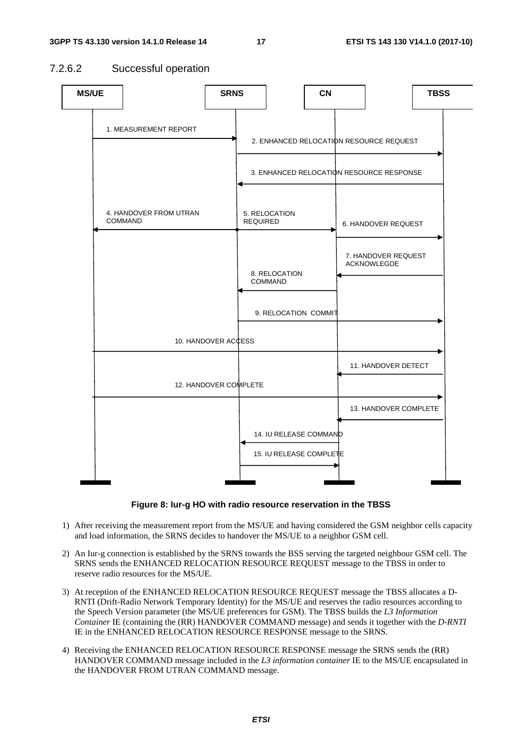### 7.2.6.2 Successful operation

**Figure 8: Iur-g HO with radio resource reservation in the TBSS**

1) After receiving the measurement report from the MS/UE and having considered the GSM neighbor cells capacity and load information, the SRNS decides to handover the MS/UE to a neighbor GSM cell.

2) An Iur-g connection is established by the SRNS towards the BSS serving the targeted neighbour GSM cell. The SRNS sends the ENHANCED RELOCATION RESOURCE REQUEST message to the TBSS in order to reserve radio resources for the MS/UE.

3) At reception of the ENHANCED RELOCATION RESOURCE REQUEST message the TBSS allocates a D-RNTI (Drift-Radio Network Temporary Identity) for the MS/UE and reserves the radio resources according to the Speech Version parameter (the MS/UE preferences for GSM). The TBSS builds the *L3 Information Container* IE (containing the (RR) HANDOVER COMMAND message) and sends it together with the *D-RNTI* IE in the ENHANCED RELOCATION RESOURCE RESPONSE message to the SRNS.

4) Receiving the ENHANCED RELOCATION RESOURCE RESPONSE message the SRNS sends the (RR) HANDOVER COMMAND message included in the *L3 information container* IE to the MS/UE encapsulated in the HANDOVER FROM UTRAN COMMAND message.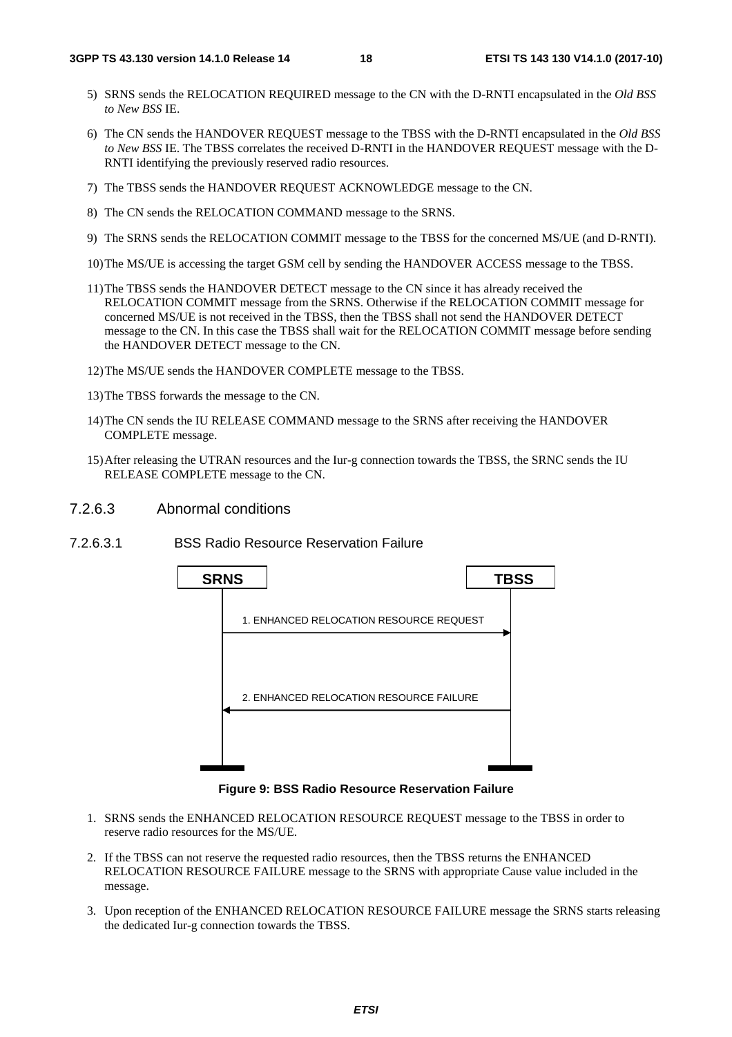5) SRNS sends the RELOCATION REQUIRED message to the CN with the D-RNTI encapsulated in the *Old BSS to New BSS* IE.

6) The CN sends the HANDOVER REQUEST message to the TBSS with the D-RNTI encapsulated in the *Old BSS to New BSS* IE. The TBSS correlates the received D-RNTI in the HANDOVER REQUEST message with the D-RNTI identifying the previously reserved radio resources.

7) The TBSS sends the HANDOVER REQUEST ACKNOWLEDGE message to the CN.

8) The CN sends the RELOCATION COMMAND message to the SRNS.

9) The SRNS sends the RELOCATION COMMIT message to the TBSS for the concerned MS/UE (and D-RNTI).

10) The MS/UE is accessing the target GSM cell by sending the HANDOVER ACCESS message to the TBSS.

11) The TBSS sends the HANDOVER DETECT message to the CN since it has already received the RELOCATION COMMIT message from the SRNS. Otherwise if the RELOCATION COMMIT message for concerned MS/UE is not received in the TBSS, then the TBSS shall not send the HANDOVER DETECT message to the CN. In this case the TBSS shall wait for the RELOCATION COMMIT message before sending the HANDOVER DETECT message to the CN.

12) The MS/UE sends the HANDOVER COMPLETE message to the TBSS.

13) The TBSS forwards the message to the CN.

14) The CN sends the IU RELEASE COMMAND message to the SRNS after receiving the HANDOVER COMPLETE message.

15) After releasing the UTRAN resources and the Iur-g connection towards the TBSS, the SRNC sends the IU RELEASE COMPLETE message to the CN.

#### 7.2.6.3 Abnormal conditions

##### 7.2.6.3.1 BSS Radio Resource Reservation Failure

SRNS | TBSS

1. ENHANCED RELOCATION RESOURCE REQUEST (SRNS → TBSS)

2. ENHANCED RELOCATION RESOURCE FAILURE (TBSS → SRNS)

**Figure 9: BSS Radio Resource Reservation Failure**

1. SRNS sends the ENHANCED RELOCATION RESOURCE REQUEST message to the TBSS in order to reserve radio resources for the MS/UE.

2. If the TBSS can not reserve the requested radio resources, then the TBSS returns the ENHANCED RELOCATION RESOURCE FAILURE message to the SRNS with appropriate Cause value included in the message.

3. Upon reception of the ENHANCED RELOCATION RESOURCE FAILURE message the SRNS starts releasing the dedicated Iur-g connection towards the TBSS.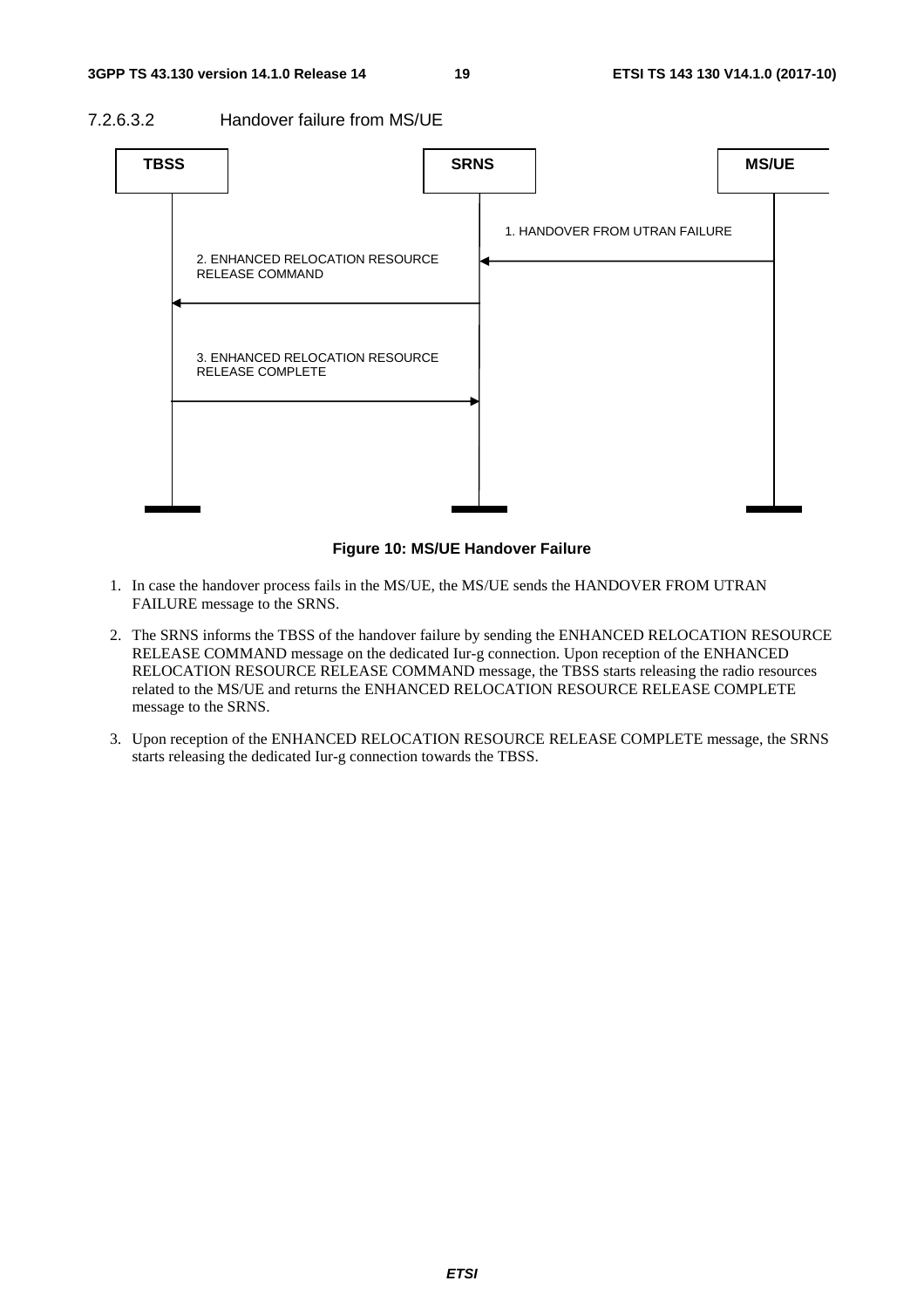#### 7.2.6.3.2 Handover failure from MS/UE

TBSS | SRNS | MS/UE

1. HANDOVER FROM UTRAN FAILURE

2. ENHANCED RELOCATION RESOURCE RELEASE COMMAND

3. ENHANCED RELOCATION RESOURCE RELEASE COMPLETE

**Figure 10: MS/UE Handover Failure**

1. In case the handover process fails in the MS/UE, the MS/UE sends the HANDOVER FROM UTRAN FAILURE message to the SRNS.

2. The SRNS informs the TBSS of the handover failure by sending the ENHANCED RELOCATION RESOURCE RELEASE COMMAND message on the dedicated Iur-g connection. Upon reception of the ENHANCED RELOCATION RESOURCE RELEASE COMMAND message, the TBSS starts releasing the radio resources related to the MS/UE and returns the ENHANCED RELOCATION RESOURCE RELEASE COMPLETE message to the SRNS.

3. Upon reception of the ENHANCED RELOCATION RESOURCE RELEASE COMPLETE message, the SRNS starts releasing the dedicated Iur-g connection towards the TBSS.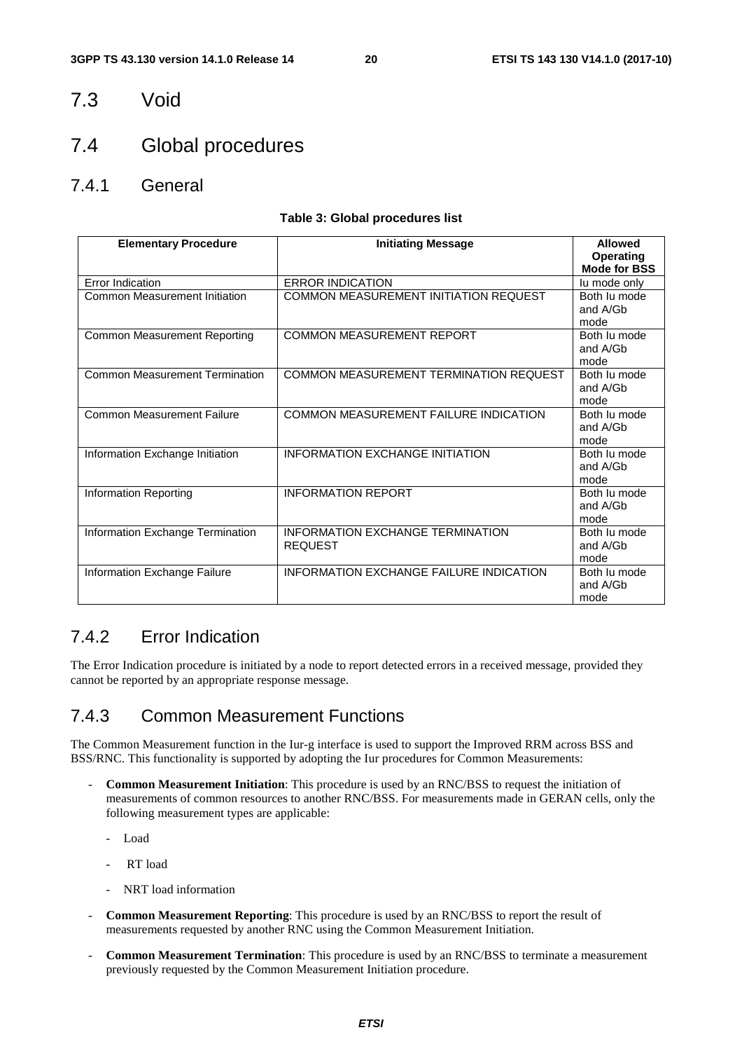## 7.3 Void

## 7.4 Global procedures

### 7.4.1 General

**Table 3: Global procedures list**

| Elementary Procedure | Initiating Message | Allowed Operating Mode for BSS |
|---|---|---|
| Error Indication | ERROR INDICATION | Iu mode only |
| Common Measurement Initiation | COMMON MEASUREMENT INITIATION REQUEST | Both Iu mode and A/Gb mode |
| Common Measurement Reporting | COMMON MEASUREMENT REPORT | Both Iu mode and A/Gb mode |
| Common Measurement Termination | COMMON MEASUREMENT TERMINATION REQUEST | Both Iu mode and A/Gb mode |
| Common Measurement Failure | COMMON MEASUREMENT FAILURE INDICATION | Both Iu mode and A/Gb mode |
| Information Exchange Initiation | INFORMATION EXCHANGE INITIATION | Both Iu mode and A/Gb mode |
| Information Reporting | INFORMATION REPORT | Both Iu mode and A/Gb mode |
| Information Exchange Termination | INFORMATION EXCHANGE TERMINATION REQUEST | Both Iu mode and A/Gb mode |
| Information Exchange Failure | INFORMATION EXCHANGE FAILURE INDICATION | Both Iu mode and A/Gb mode |

### 7.4.2 Error Indication

The Error Indication procedure is initiated by a node to report detected errors in a received message, provided they cannot be reported by an appropriate response message.

### 7.4.3 Common Measurement Functions

The Common Measurement function in the Iur-g interface is used to support the Improved RRM across BSS and BSS/RNC. This functionality is supported by adopting the Iur procedures for Common Measurements:

- **Common Measurement Initiation**: This procedure is used by an RNC/BSS to request the initiation of measurements of common resources to another RNC/BSS. For measurements made in GERAN cells, only the following measurement types are applicable:
  - Load
  - RT load
  - NRT load information
- **Common Measurement Reporting**: This procedure is used by an RNC/BSS to report the result of measurements requested by another RNC using the Common Measurement Initiation.
- **Common Measurement Termination**: This procedure is used by an RNC/BSS to terminate a measurement previously requested by the Common Measurement Initiation procedure.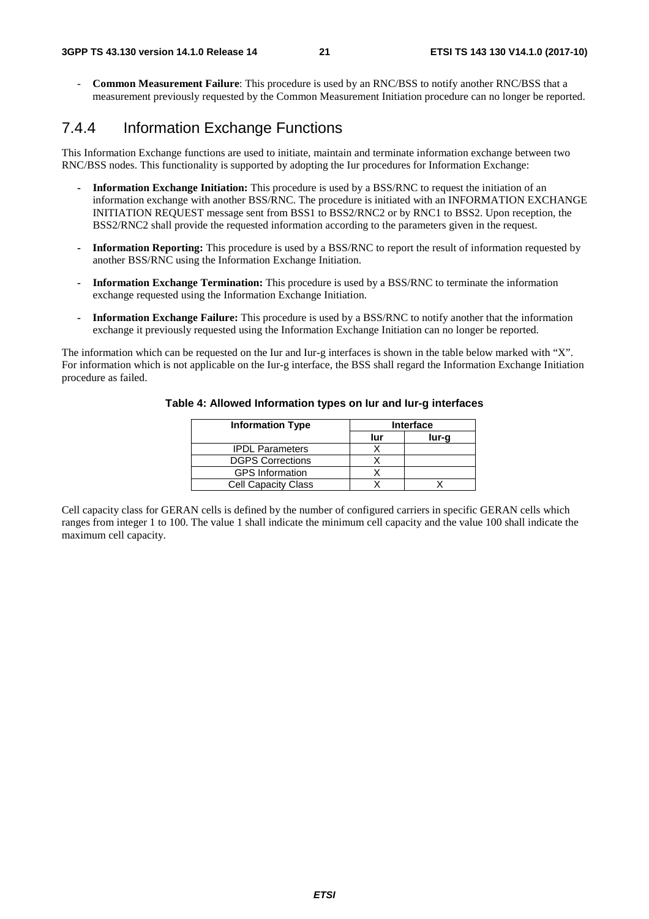- **Common Measurement Failure**: This procedure is used by an RNC/BSS to notify another RNC/BSS that a measurement previously requested by the Common Measurement Initiation procedure can no longer be reported.

### 7.4.4 Information Exchange Functions

This Information Exchange functions are used to initiate, maintain and terminate information exchange between two RNC/BSS nodes. This functionality is supported by adopting the Iur procedures for Information Exchange:

- **Information Exchange Initiation:** This procedure is used by a BSS/RNC to request the initiation of an information exchange with another BSS/RNC. The procedure is initiated with an INFORMATION EXCHANGE INITIATION REQUEST message sent from BSS1 to BSS2/RNC2 or by RNC1 to BSS2. Upon reception, the BSS2/RNC2 shall provide the requested information according to the parameters given in the request.
- **Information Reporting:** This procedure is used by a BSS/RNC to report the result of information requested by another BSS/RNC using the Information Exchange Initiation.
- **Information Exchange Termination:** This procedure is used by a BSS/RNC to terminate the information exchange requested using the Information Exchange Initiation.
- **Information Exchange Failure:** This procedure is used by a BSS/RNC to notify another that the information exchange it previously requested using the Information Exchange Initiation can no longer be reported.

The information which can be requested on the Iur and Iur-g interfaces is shown in the table below marked with "X". For information which is not applicable on the Iur-g interface, the BSS shall regard the Information Exchange Initiation procedure as failed.

**Table 4: Allowed Information types on Iur and Iur-g interfaces**

| Information Type | Interface | |
|---|---|---|
| | Iur | Iur-g |
| IPDL Parameters | X | |
| DGPS Corrections | X | |
| GPS Information | X | |
| Cell Capacity Class | X | X |

Cell capacity class for GERAN cells is defined by the number of configured carriers in specific GERAN cells which ranges from integer 1 to 100. The value 1 shall indicate the minimum cell capacity and the value 100 shall indicate the maximum cell capacity.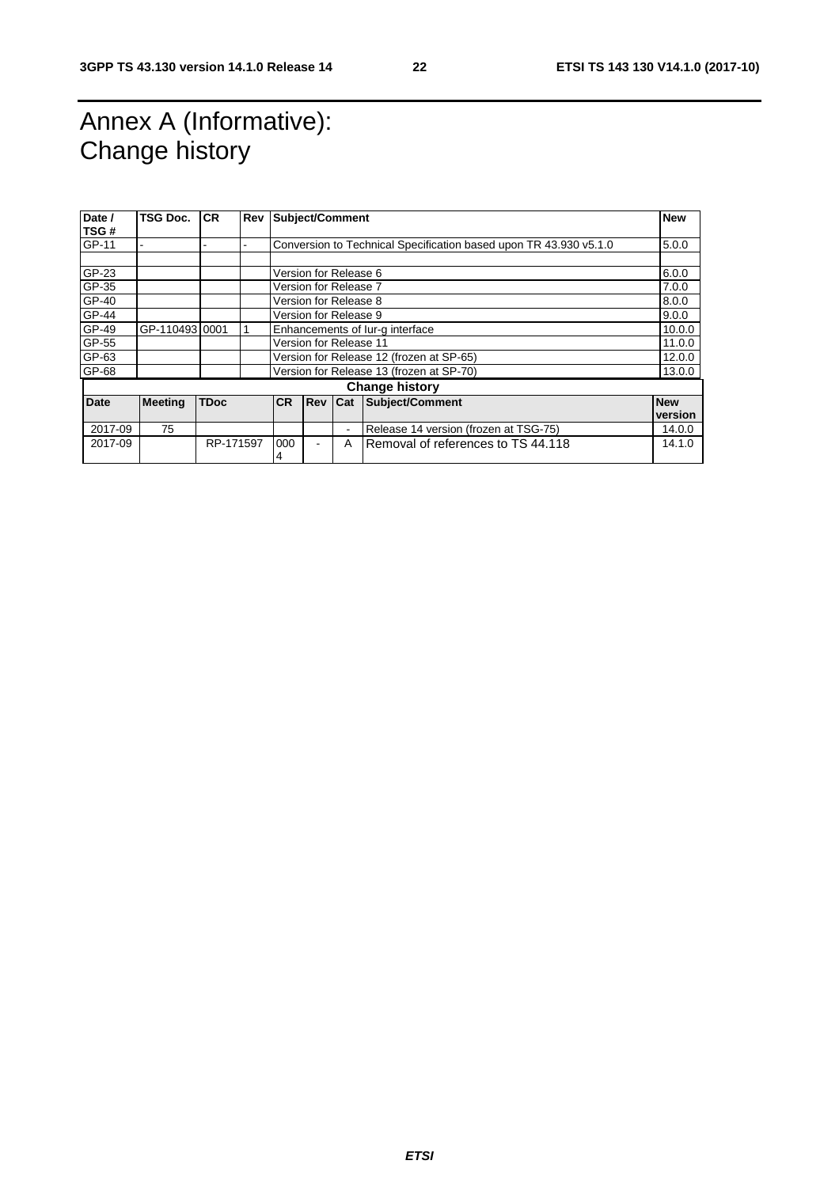# Annex A (Informative): Change history

| Date / TSG # | TSG Doc. | CR | Rev | Subject/Comment | New |
|---|---|---|---|---|---|
| GP-11 | - | - | - | Conversion to Technical Specification based upon TR 43.930 v5.1.0 | 5.0.0 |
| | | | | | |
| GP-23 | | | | Version for Release 6 | 6.0.0 |
| GP-35 | | | | Version for Release 7 | 7.0.0 |
| GP-40 | | | | Version for Release 8 | 8.0.0 |
| GP-44 | | | | Version for Release 9 | 9.0.0 |
| GP-49 | GP-110493 | 0001 | 1 | Enhancements of Iur-g interface | 10.0.0 |
| GP-55 | | | | Version for Release 11 | 11.0.0 |
| GP-63 | | | | Version for Release 12 (frozen at SP-65) | 12.0.0 |
| GP-68 | | | | Version for Release 13 (frozen at SP-70) | 13.0.0 |

| Change history | | | | | | | |
|---|---|---|---|---|---|---|---|
| **Date** | **Meeting** | **TDoc** | **CR** | **Rev** | **Cat** | **Subject/Comment** | **New version** |
| 2017-09 | 75 | | | | - | Release 14 version (frozen at TSG-75) | 14.0.0 |
| 2017-09 | | RP-171597 | 0004 | - | A | Removal of references to TS 44.118 | 14.1.0 |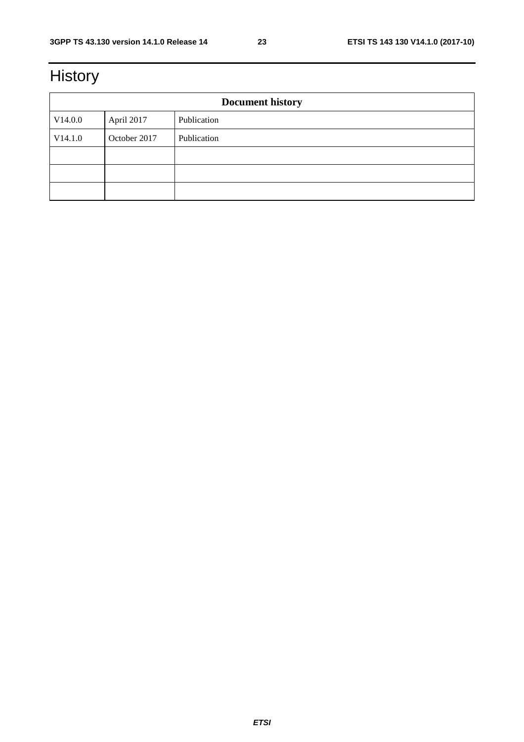# History

| Document history | | |
|---|---|---|
| V14.0.0 | April 2017 | Publication |
| V14.1.0 | October 2017 | Publication |
| | | |
| | | |
| | | |